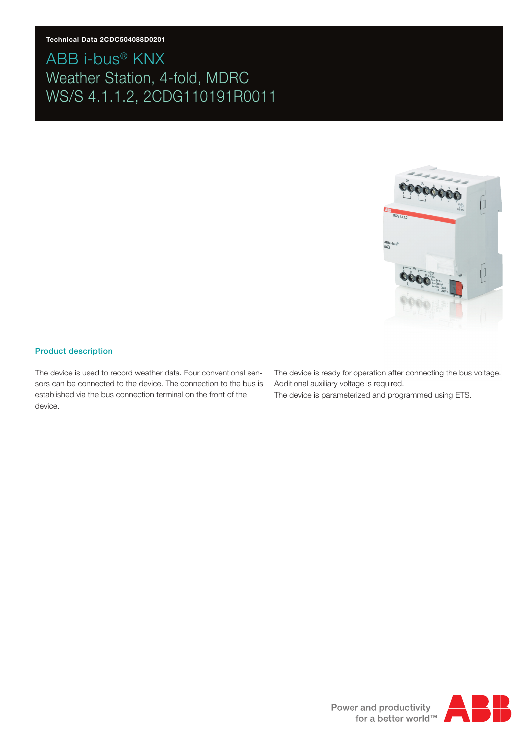**Technical Data 2CDC504088D0201**

# ABB i-bus® KNX
# Weather Station, 4-fold, MDRC
# WS/S 4.1.1.2, 2CDG110191R0011

## Product description

The device is used to record weather data. Four conventional sensors can be connected to the device. The connection to the bus is established via the bus connection terminal on the front of the device.

The device is ready for operation after connecting the bus voltage. Additional auxiliary voltage is required.
The device is parameterized and programmed using ETS.

Power and productivity
for a better world™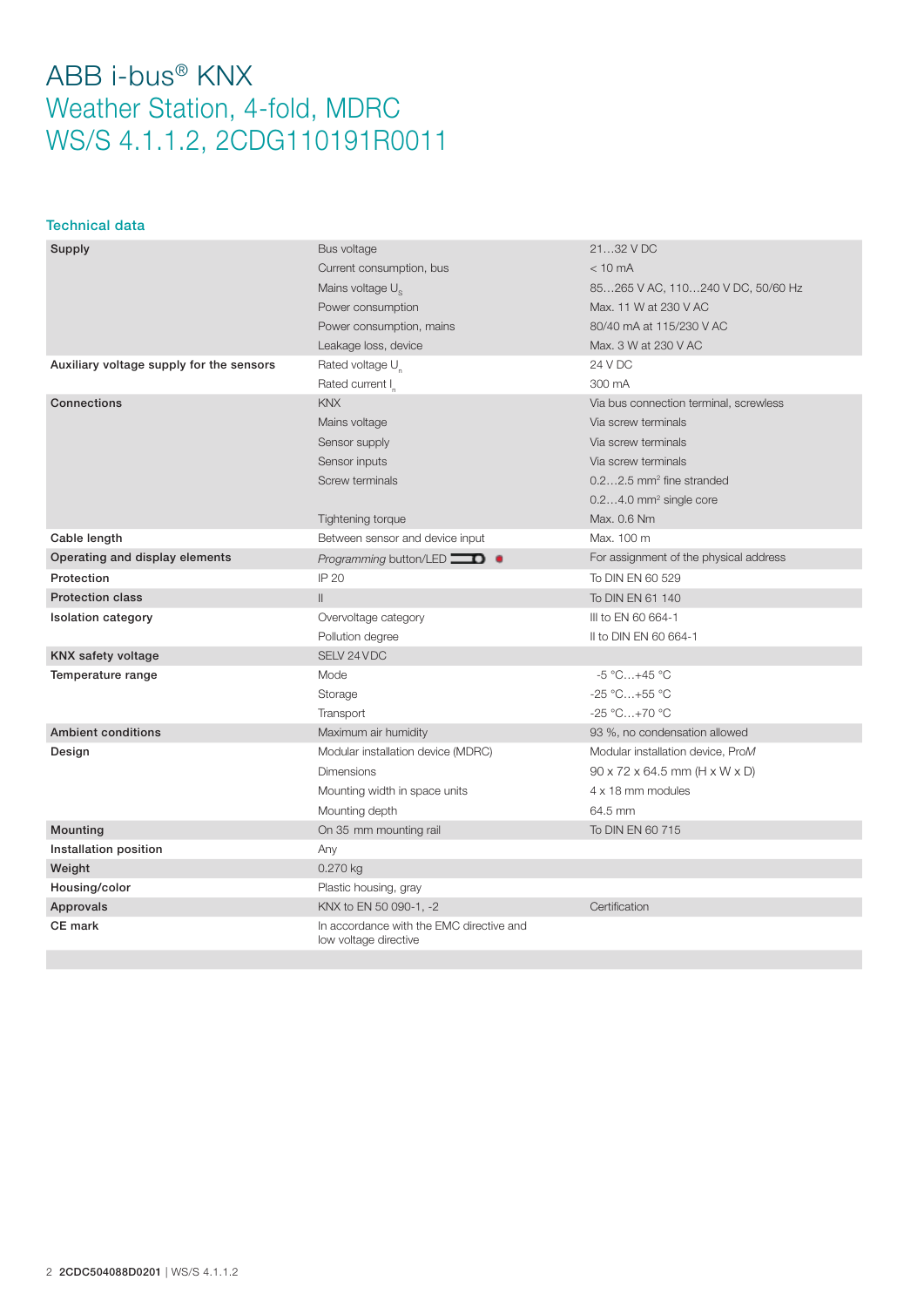# ABB i-bus® KNX
## Weather Station, 4-fold, MDRC
## WS/S 4.1.1.2, 2CDG110191R0011

### Technical data

| | | |
|---|---|---|
| **Supply** | Bus voltage | 21…32 V DC |
| | Current consumption, bus | < 10 mA |
| | Mains voltage $U_s$ | 85…265 V AC, 110…240 V DC, 50/60 Hz |
| | Power consumption | Max. 11 W at 230 V AC |
| | Power consumption, mains | 80/40 mA at 115/230 V AC |
| | Leakage loss, device | Max. 3 W at 230 V AC |
| **Auxiliary voltage supply for the sensors** | Rated voltage $U_n$ | 24 V DC |
| | Rated current $I_n$ | 300 mA |
| **Connections** | KNX | Via bus connection terminal, screwless |
| | Mains voltage | Via screw terminals |
| | Sensor supply | Via screw terminals |
| | Sensor inputs | Via screw terminals |
| | Screw terminals | 0.2…2.5 mm² fine stranded |
| | | 0.2…4.0 mm² single core |
| | Tightening torque | Max. 0.6 Nm |
| **Cable length** | Between sensor and device input | Max. 100 m |
| **Operating and display elements** | *Programming* button/LED | For assignment of the physical address |
| **Protection** | IP 20 | To DIN EN 60 529 |
| **Protection class** | II | To DIN EN 61 140 |
| **Isolation category** | Overvoltage category | III to EN 60 664-1 |
| | Pollution degree | II to DIN EN 60 664-1 |
| **KNX safety voltage** | SELV 24 V DC | |
| **Temperature range** | Mode | -5 °C…+45 °C |
| | Storage | -25 °C…+55 °C |
| | Transport | -25 °C…+70 °C |
| **Ambient conditions** | Maximum air humidity | 93 %, no condensation allowed |
| **Design** | Modular installation device (MDRC) | Modular installation device, ProM |
| | Dimensions | 90 x 72 x 64.5 mm (H x W x D) |
| | Mounting width in space units | 4 x 18 mm modules |
| | Mounting depth | 64.5 mm |
| **Mounting** | On 35 mm mounting rail | To DIN EN 60 715 |
| **Installation position** | Any | |
| **Weight** | 0.270 kg | |
| **Housing/color** | Plastic housing, gray | |
| **Approvals** | KNX to EN 50 090-1, -2 | Certification |
| **CE mark** | In accordance with the EMC directive and low voltage directive | |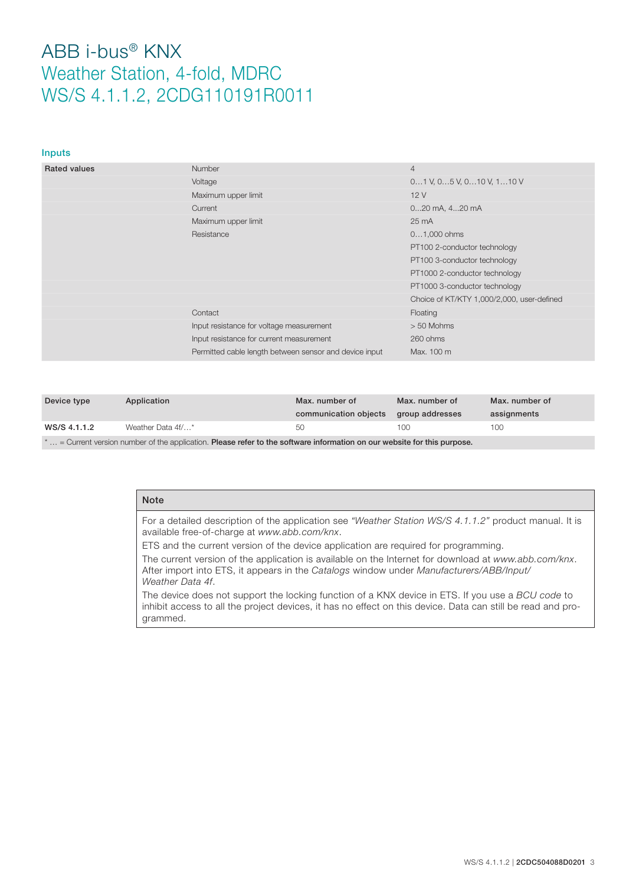# ABB i-bus® KNX
## Weather Station, 4-fold, MDRC
## WS/S 4.1.1.2, 2CDG110191R0011

### Inputs

| | | |
|---|---|---|
| **Rated values** | Number | 4 |
| | Voltage | 0…1 V, 0…5 V, 0…10 V, 1…10 V |
| | Maximum upper limit | 12 V |
| | Current | 0...20 mA, 4...20 mA |
| | Maximum upper limit | 25 mA |
| | Resistance | 0…1,000 ohms |
| | | PT100 2-conductor technology |
| | | PT100 3-conductor technology |
| | | PT1000 2-conductor technology |
| | | PT1000 3-conductor technology |
| | | Choice of KT/KTY 1,000/2,000, user-defined |
| | Contact | Floating |
| | Input resistance for voltage measurement | > 50 Mohms |
| | Input resistance for current measurement | 260 ohms |
| | Permitted cable length between sensor and device input | Max. 100 m |

| Device type | Application | Max. number of communication objects | Max. number of group addresses | Max. number of assignments |
|---|---|---|---|---|
| **WS/S 4.1.1.2** | Weather Data 4f/…* | 50 | 100 | 100 |

\* … = Current version number of the application. **Please refer to the software information on our website for this purpose.**

| **Note** |
|---|
| For a detailed description of the application see *"Weather Station WS/S 4.1.1.2"* product manual. It is available free-of-charge at *www.abb.com/knx*. <br> ETS and the current version of the device application are required for programming. <br> The current version of the application is available on the Internet for download at *www.abb.com/knx*. After import into ETS, it appears in the *Catalogs* window under *Manufacturers/ABB/Input/ Weather Data 4f*. <br> The device does not support the locking function of a KNX device in ETS. If you use a *BCU code* to inhibit access to all the project devices, it has no effect on this device. Data can still be read and programmed. |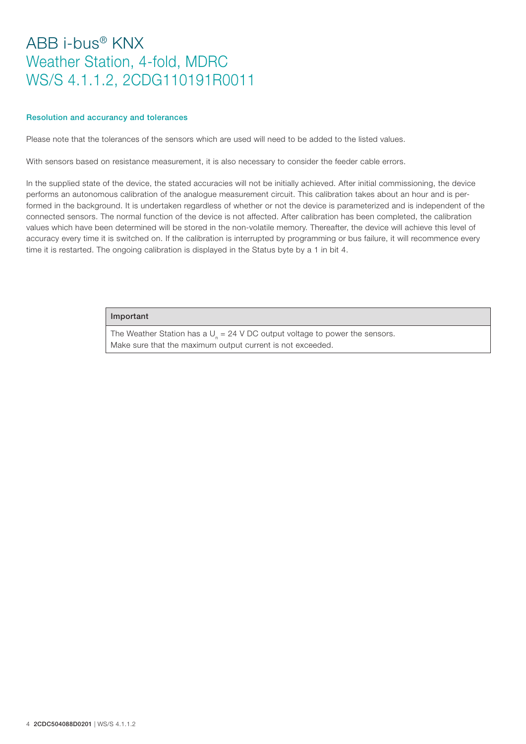# ABB i-bus® KNX
## Weather Station, 4-fold, MDRC
## WS/S 4.1.1.2, 2CDG110191R0011

### Resolution and accurancy and tolerances

Please note that the tolerances of the sensors which are used will need to be added to the listed values.

With sensors based on resistance measurement, it is also necessary to consider the feeder cable errors.

In the supplied state of the device, the stated accuracies will not be initially achieved. After initial commissioning, the device performs an autonomous calibration of the analogue measurement circuit. This calibration takes about an hour and is performed in the background. It is undertaken regardless of whether or not the device is parameterized and is independent of the connected sensors. The normal function of the device is not affected. After calibration has been completed, the calibration values which have been determined will be stored in the non-volatile memory. Thereafter, the device will achieve this level of accuracy every time it is switched on. If the calibration is interrupted by programming or bus failure, it will recommence every time it is restarted. The ongoing calibration is displayed in the Status byte by a 1 in bit 4.

| Important |
| --- |
| The Weather Station has a $U_n$ = 24 V DC output voltage to power the sensors.<br>Make sure that the maximum output current is not exceeded. |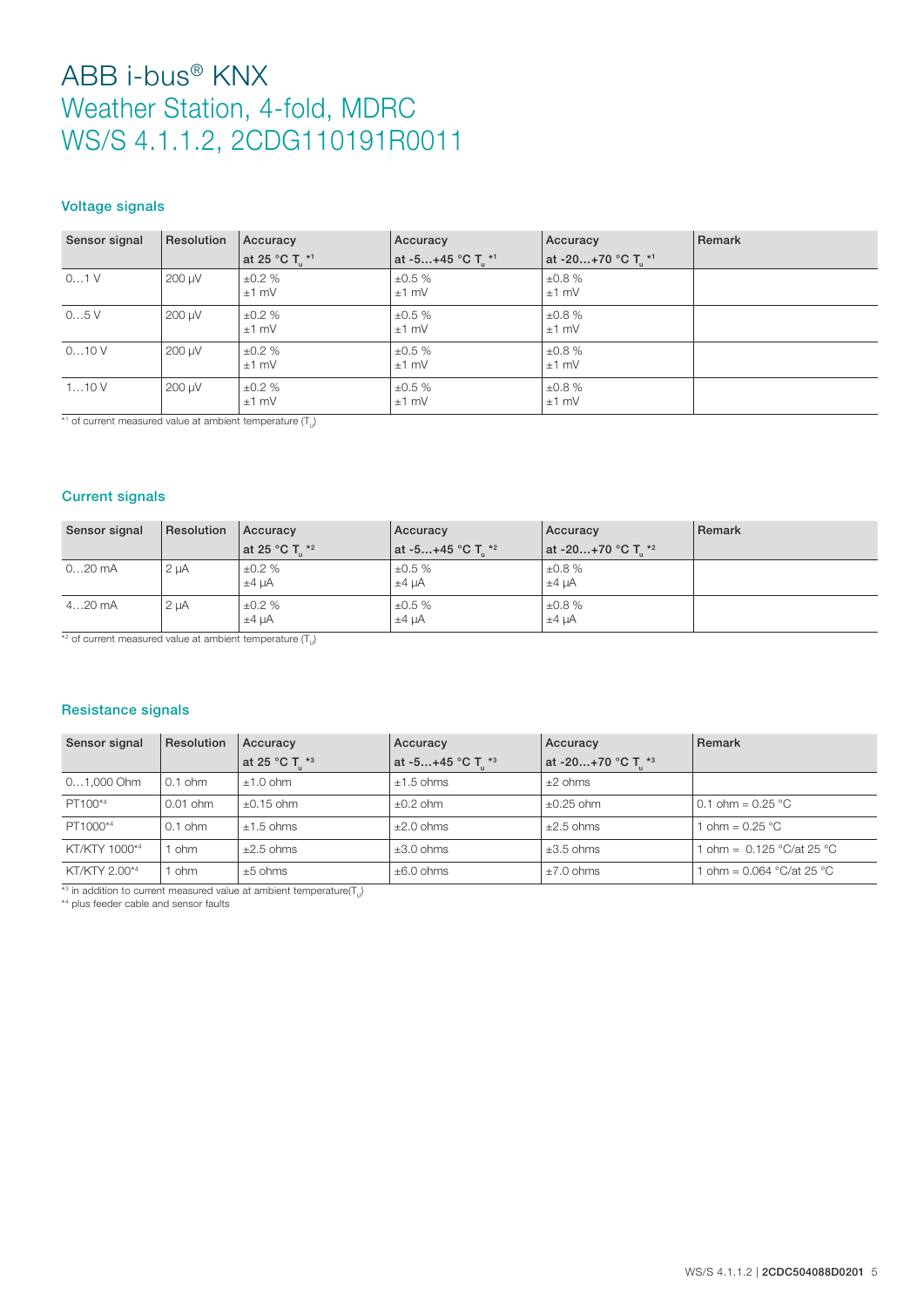# ABB i-bus® KNX
## Weather Station, 4-fold, MDRC
## WS/S 4.1.1.2, 2CDG110191R0011

### Voltage signals

| Sensor signal | Resolution | Accuracy at 25 °C $T_u$ *1 | Accuracy at -5…+45 °C $T_u$ *1 | Accuracy at -20…+70 °C $T_u$ *1 | Remark |
|---|---|---|---|---|---|
| 0…1 V | 200 µV | ±0.2 % ±1 mV | ±0.5 % ±1 mV | ±0.8 % ±1 mV | |
| 0…5 V | 200 µV | ±0.2 % ±1 mV | ±0.5 % ±1 mV | ±0.8 % ±1 mV | |
| 0…10 V | 200 µV | ±0.2 % ±1 mV | ±0.5 % ±1 mV | ±0.8 % ±1 mV | |
| 1…10 V | 200 µV | ±0.2 % ±1 mV | ±0.5 % ±1 mV | ±0.8 % ±1 mV | |

*1 of current measured value at ambient temperature ($T_U$)

### Current signals

| Sensor signal | Resolution | Accuracy at 25 °C $T_u$ *2 | Accuracy at -5…+45 °C $T_u$ *2 | Accuracy at -20…+70 °C $T_u$ *2 | Remark |
|---|---|---|---|---|---|
| 0…20 mA | 2 µA | ±0.2 % ±4 µA | ±0.5 % ±4 µA | ±0.8 % ±4 µA | |
| 4…20 mA | 2 µA | ±0.2 % ±4 µA | ±0.5 % ±4 µA | ±0.8 % ±4 µA | |

*2 of current measured value at ambient temperature ($T_U$)

### Resistance signals

| Sensor signal | Resolution | Accuracy at 25 °C $T_u$ *3 | Accuracy at -5…+45 °C $T_u$ *3 | Accuracy at -20…+70 °C $T_u$ *3 | Remark |
|---|---|---|---|---|---|
| 0…1,000 Ohm | 0.1 ohm | ±1.0 ohm | ±1.5 ohms | ±2 ohms | |
| PT100*4 | 0.01 ohm | ±0.15 ohm | ±0.2 ohm | ±0.25 ohm | 0.1 ohm = 0.25 °C |
| PT1000*4 | 0.1 ohm | ±1.5 ohms | ±2.0 ohms | ±2.5 ohms | 1 ohm = 0.25 °C |
| KT/KTY 1000*4 | 1 ohm | ±2.5 ohms | ±3.0 ohms | ±3.5 ohms | 1 ohm = 0.125 °C/at 25 °C |
| KT/KTY 2.00*4 | 1 ohm | ±5 ohms | ±6.0 ohms | ±7.0 ohms | 1 ohm = 0.064 °C/at 25 °C |

*3 in addition to current measured value at ambient temperature($T_U$)
*4 plus feeder cable and sensor faults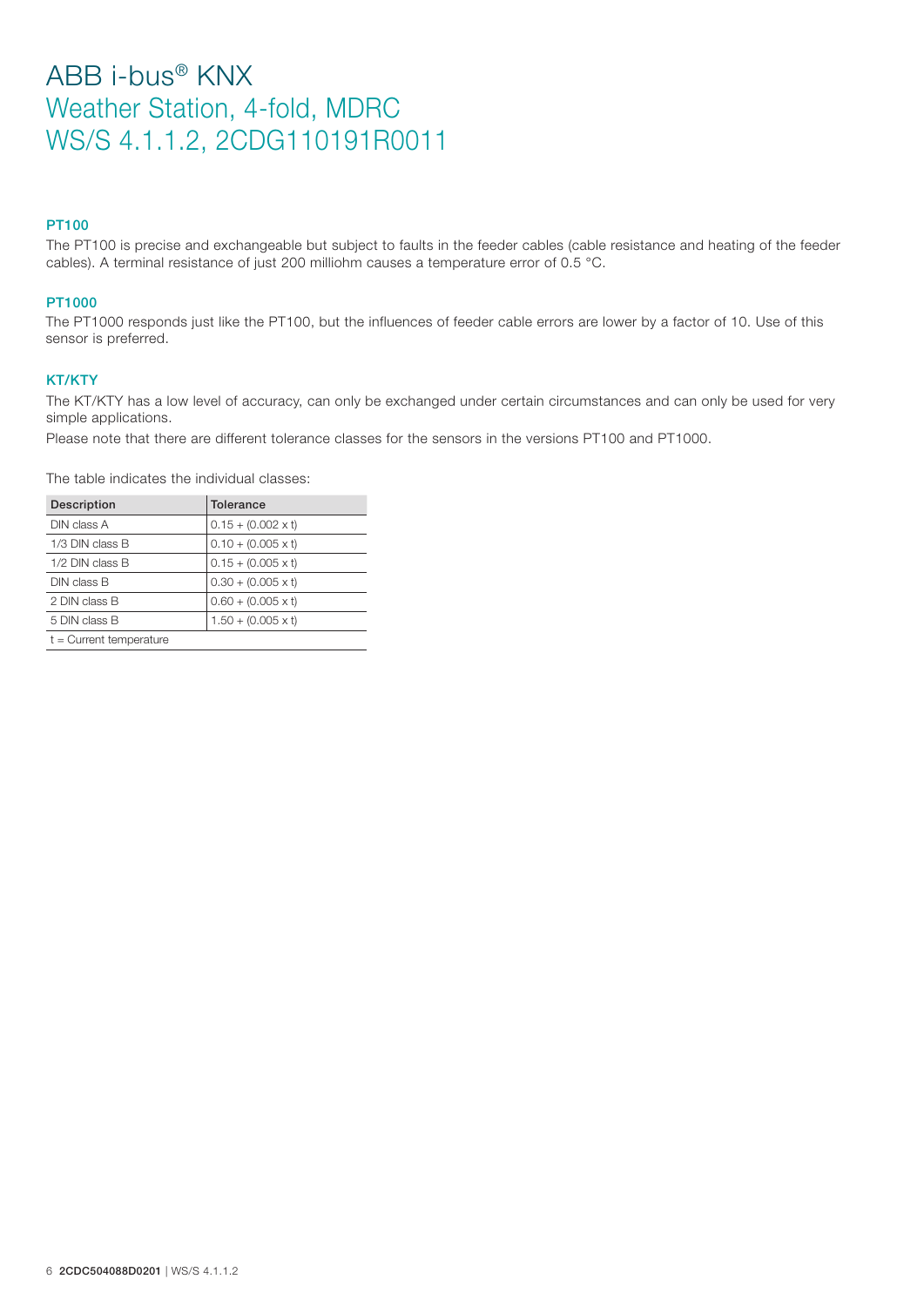# ABB i-bus® KNX
## Weather Station, 4-fold, MDRC
## WS/S 4.1.1.2, 2CDG110191R0011

### PT100

The PT100 is precise and exchangeable but subject to faults in the feeder cables (cable resistance and heating of the feeder cables). A terminal resistance of just 200 milliohm causes a temperature error of 0.5 °C.

### PT1000

The PT1000 responds just like the PT100, but the influences of feeder cable errors are lower by a factor of 10. Use of this sensor is preferred.

### KT/KTY

The KT/KTY has a low level of accuracy, can only be exchanged under certain circumstances and can only be used for very simple applications.

Please note that there are different tolerance classes for the sensors in the versions PT100 and PT1000.

The table indicates the individual classes:

| Description | Tolerance |
|---|---|
| DIN class A | 0.15 + (0.002 x t) |
| 1/3 DIN class B | 0.10 + (0.005 x t) |
| 1/2 DIN class B | 0.15 + (0.005 x t) |
| DIN class B | 0.30 + (0.005 x t) |
| 2 DIN class B | 0.60 + (0.005 x t) |
| 5 DIN class B | 1.50 + (0.005 x t) |
| t = Current temperature | |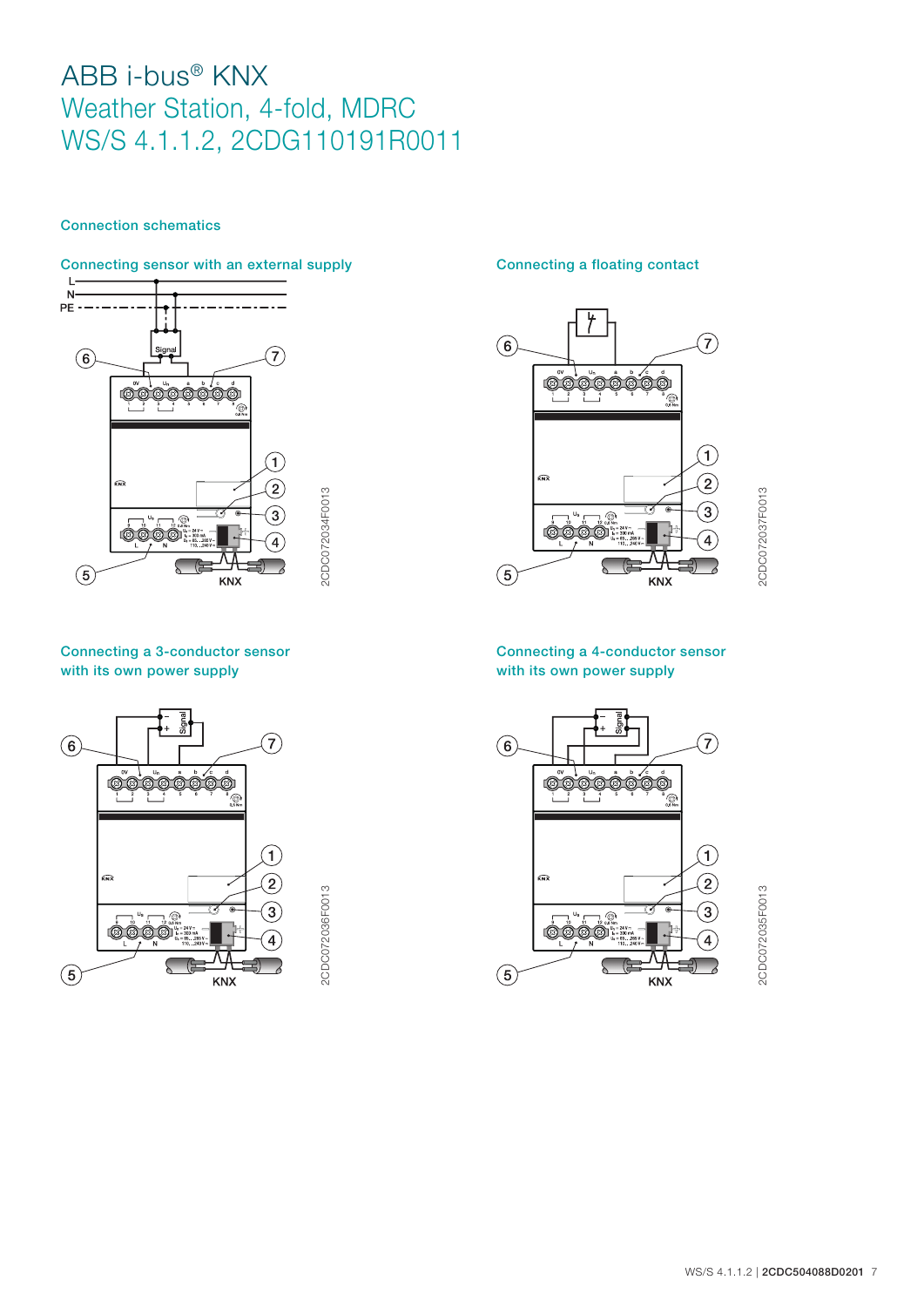# ABB i-bus® KNX
## Weather Station, 4-fold, MDRC
## WS/S 4.1.1.2, 2CDG110191R0011

### Connection schematics

#### Connecting sensor with an external supply

2CDC072034F0013

#### Connecting a floating contact

2CDC072037F0013

#### Connecting a 3-conductor sensor with its own power supply

2CDC072036F0013

#### Connecting a 4-conductor sensor with its own power supply

2CDC072035F0013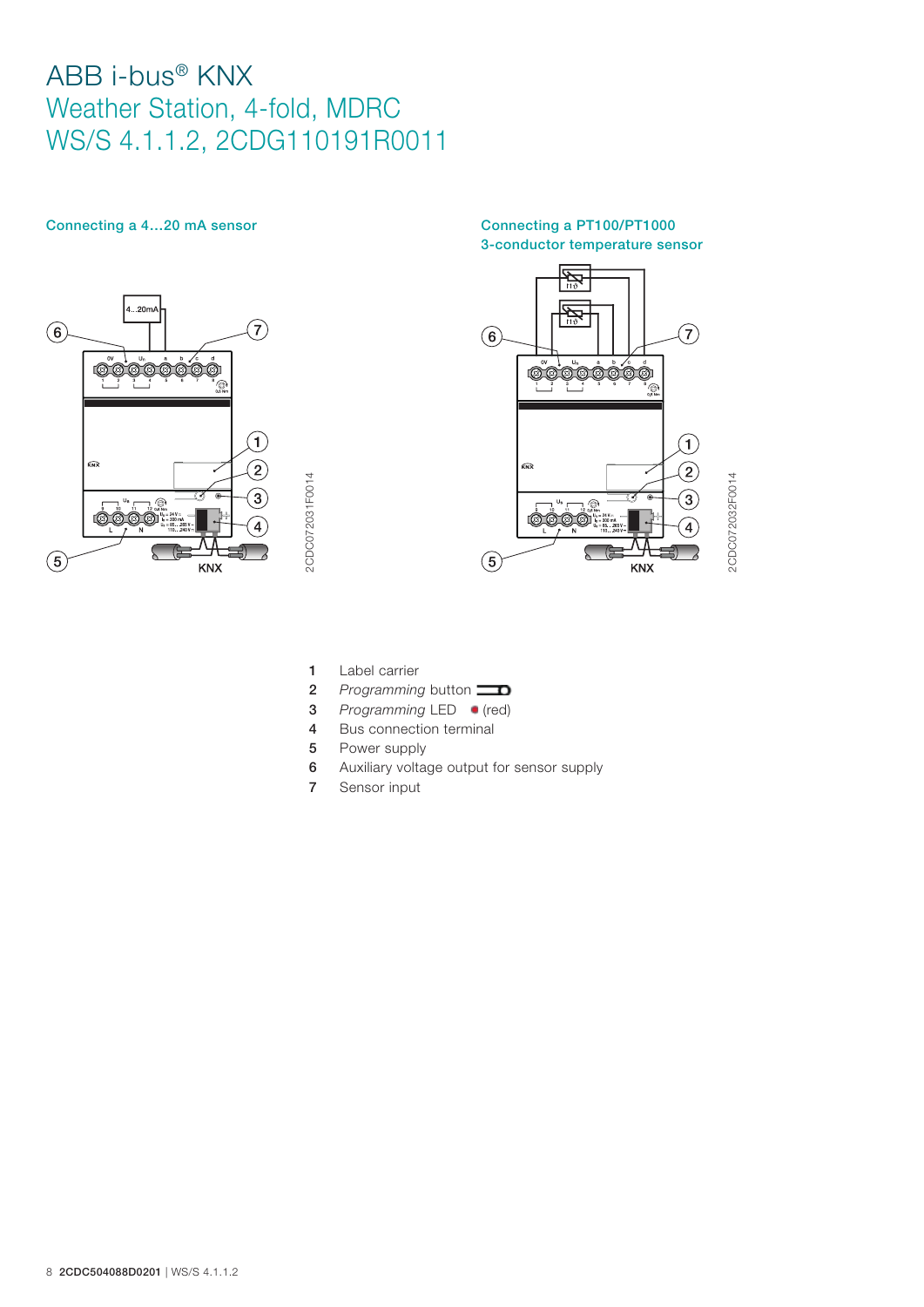# ABB i-bus® KNX
## Weather Station, 4-fold, MDRC
## WS/S 4.1.1.2, 2CDG110191R0011

### Connecting a 4…20 mA sensor

2CDC072031F0014

### Connecting a PT100/PT1000 3-conductor temperature sensor

2CDC072032F0014

1 Label carrier
2 *Programming* button
3 *Programming* LED (red)
4 Bus connection terminal
5 Power supply
6 Auxiliary voltage output for sensor supply
7 Sensor input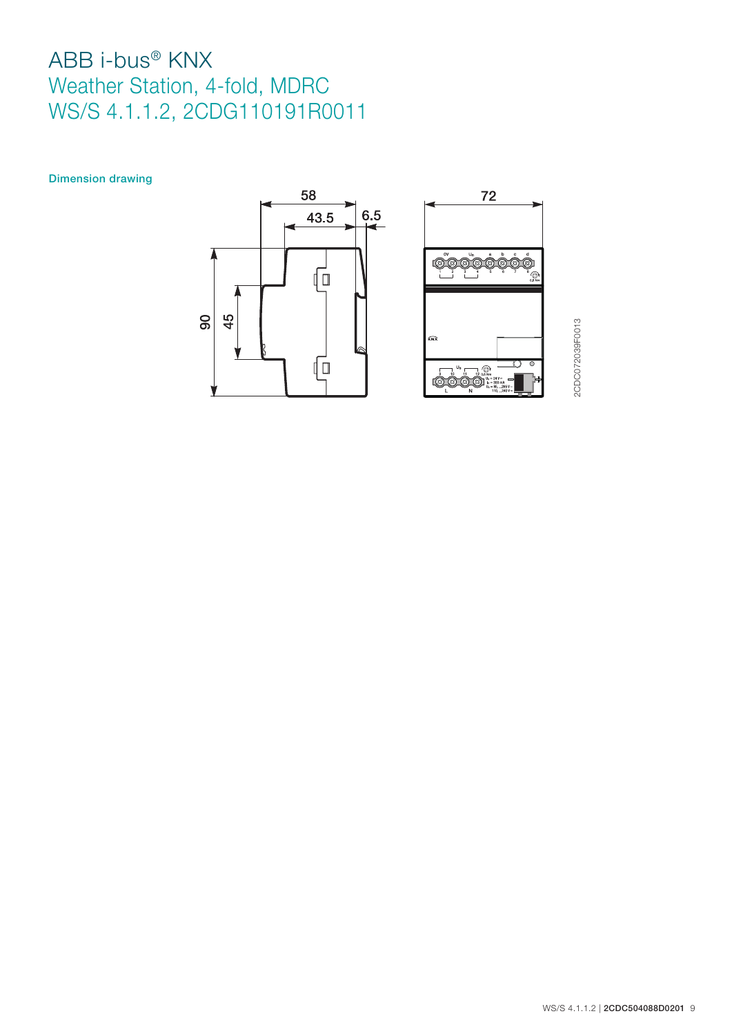# ABB i-bus® KNX
## Weather Station, 4-fold, MDRC
## WS/S 4.1.1.2, 2CDG110191R0011

### Dimension drawing

58

43.5

6.5

72

90

45

2CDC072039F0013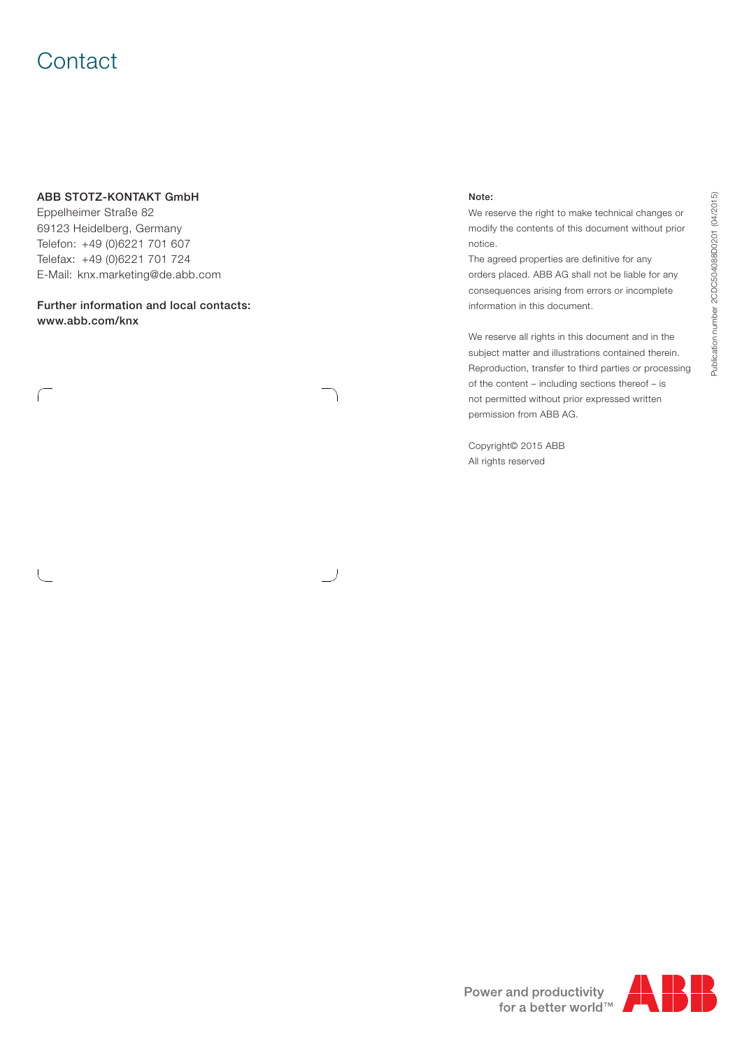# Contact

**ABB STOTZ-KONTAKT GmbH**
Eppelheimer Straße 82
69123 Heidelberg, Germany
Telefon: +49 (0)6221 701 607
Telefax: +49 (0)6221 701 724
E-Mail: knx.marketing@de.abb.com

**Further information and local contacts:**
**www.abb.com/knx**

**Note:**
We reserve the right to make technical changes or modify the contents of this document without prior notice.
The agreed properties are definitive for any orders placed. ABB AG shall not be liable for any consequences arising from errors or incomplete information in this document.

We reserve all rights in this document and in the subject matter and illustrations contained therein. Reproduction, transfer to third parties or processing of the content – including sections thereof – is not permitted without prior expressed written permission from ABB AG.

Copyright© 2015 ABB
All rights reserved

Publication number 2CDC504088D0201 (04/2015)

Power and productivity
for a better world™